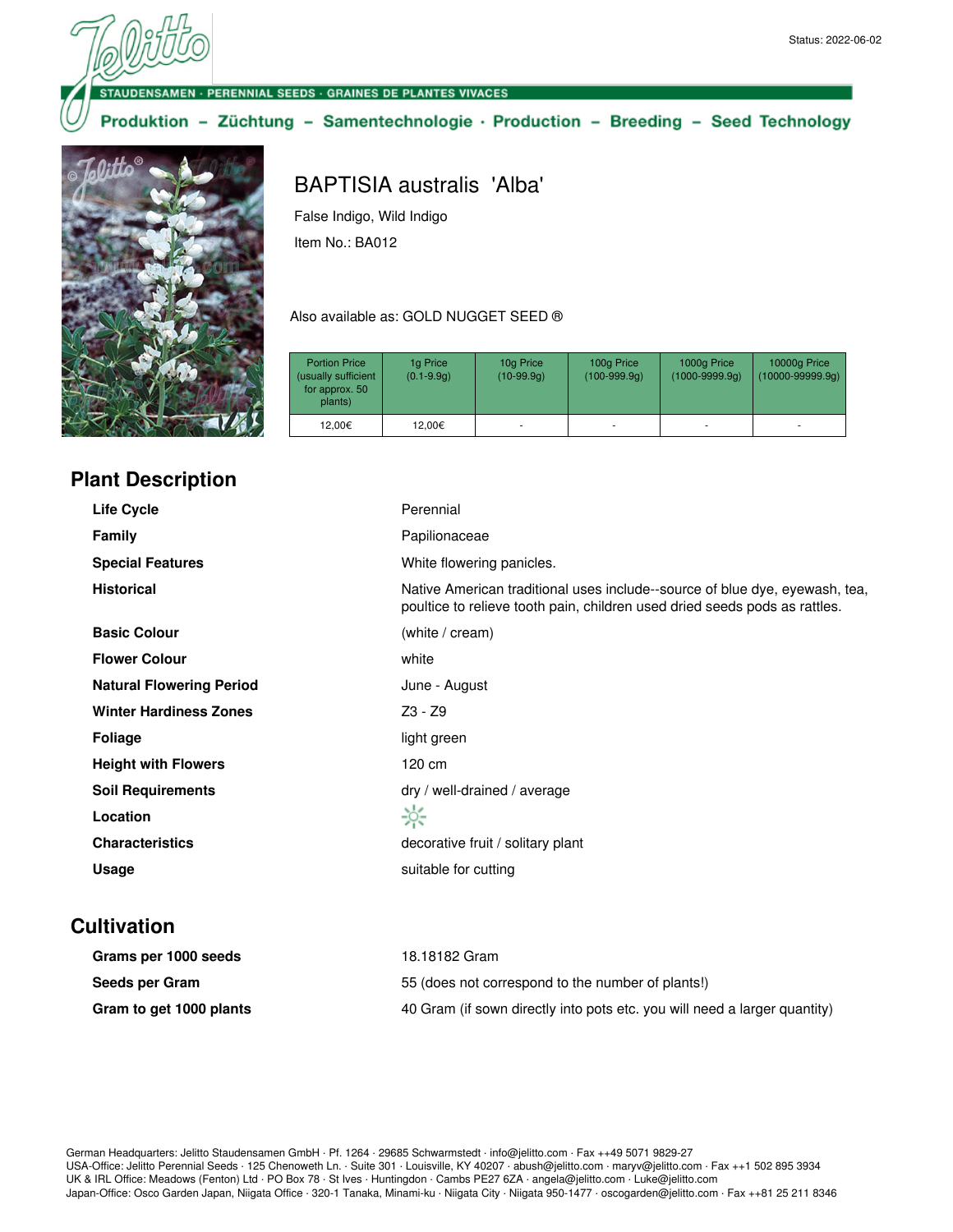Status: 2022-06-02

STAUDENSAMEN · PERENNIAL SEEDS · GRAINES DE PLANTES VIVACES

Produktion – Züchtung – Samentechnologie · Production – Breeding – Seed Technology

# BAPTISIA australis 'Alba'

False Indigo, Wild Indigo

Item No.: BA012

Also available as: GOLD NUGGET SEED ®

| Portion Price (usually sufficient for approx. 50 plants) | 1g Price (0.1-9.9g) | 10g Price (10-99.9g) | 100g Price (100-999.9g) | 1000g Price (1000-9999.9g) | 10000g Price (10000-99999.9g) |
|---|---|---|---|---|---|
| 12,00€ | 12,00€ | - | - | - | - |

## Plant Description

| | |
|---|---|
| **Life Cycle** | Perennial |
| **Family** | Papilionaceae |
| **Special Features** | White flowering panicles. |
| **Historical** | Native American traditional uses include--source of blue dye, eyewash, tea, poultice to relieve tooth pain, children used dried seeds pods as rattles. |
| **Basic Colour** | (white / cream) |
| **Flower Colour** | white |
| **Natural Flowering Period** | June - August |
| **Winter Hardiness Zones** | Z3 - Z9 |
| **Foliage** | light green |
| **Height with Flowers** | 120 cm |
| **Soil Requirements** | dry / well-drained / average |
| **Location** | |
| **Characteristics** | decorative fruit / solitary plant |
| **Usage** | suitable for cutting |

## Cultivation

| | |
|---|---|
| **Grams per 1000 seeds** | 18.18182 Gram |
| **Seeds per Gram** | 55 (does not correspond to the number of plants!) |
| **Gram to get 1000 plants** | 40 Gram (if sown directly into pots etc. you will need a larger quantity) |

German Headquarters: Jelitto Staudensamen GmbH · Pf. 1264 · 29685 Schwarmstedt · info@jelitto.com · Fax ++49 5071 9829-27
USA-Office: Jelitto Perennial Seeds · 125 Chenoweth Ln. · Suite 301 · Louisville, KY 40207 · abush@jelitto.com · maryv@jelitto.com · Fax ++1 502 895 3934
UK & IRL Office: Meadows (Fenton) Ltd · PO Box 78 · St Ives · Huntingdon · Cambs PE27 6ZA · angela@jelitto.com · Luke@jelitto.com
Japan-Office: Osco Garden Japan, Niigata Office · 320-1 Tanaka, Minami-ku · Niigata City · Niigata 950-1477 · oscogarden@jelitto.com · Fax ++81 25 211 8346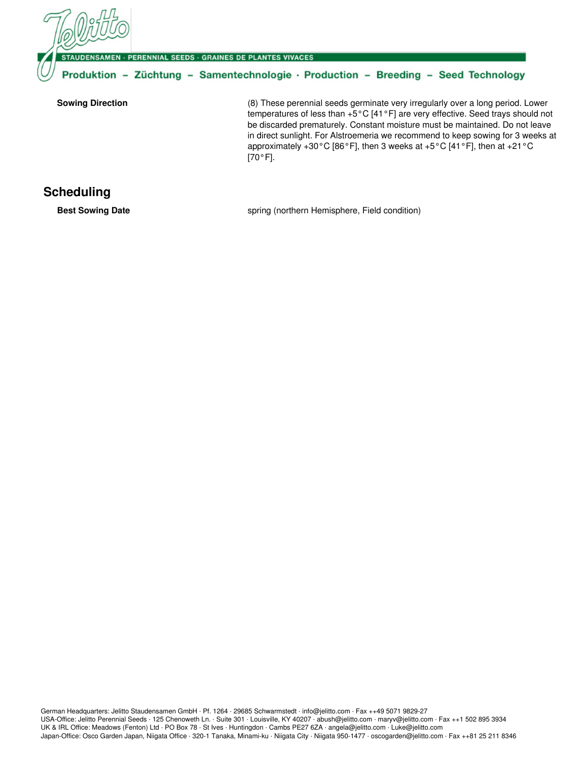**Sowing Direction**

(8) These perennial seeds germinate very irregularly over a long period. Lower temperatures of less than +5°C [41°F] are very effective. Seed trays should not be discarded prematurely. Constant moisture must be maintained. Do not leave in direct sunlight. For Alstroemeria we recommend to keep sowing for 3 weeks at approximately +30°C [86°F], then 3 weeks at +5°C [41°F], then at +21°C [70°F].

## Scheduling

**Best Sowing Date**

spring (northern Hemisphere, Field condition)